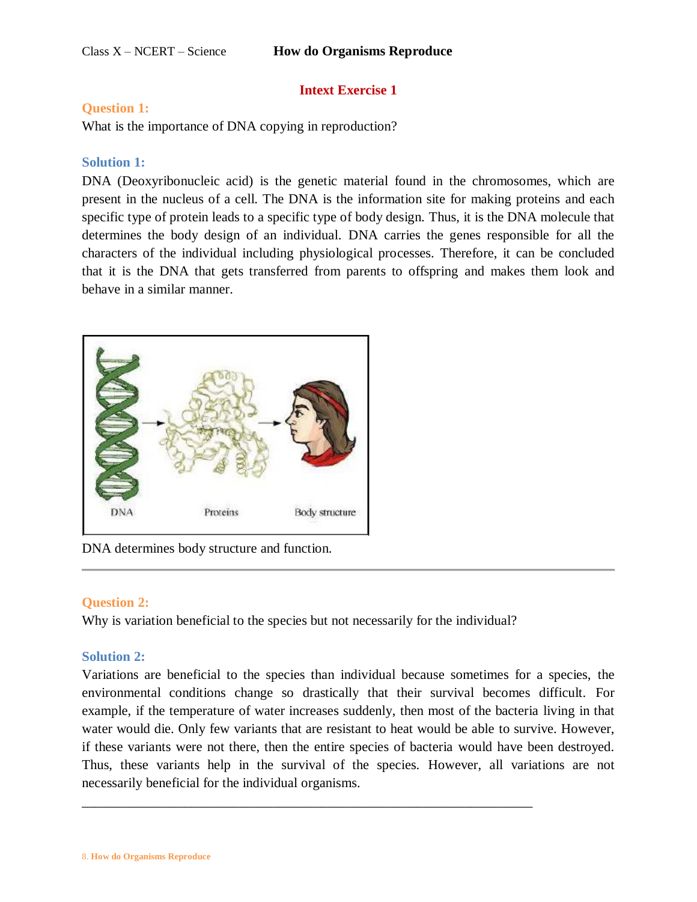# How do Organisms Reproduce

## Intext Exercise 1

**Question 1:**

What is the importance of DNA copying in reproduction?

**Solution 1:**

DNA (Deoxyribonucleic acid) is the genetic material found in the chromosomes, which are present in the nucleus of a cell. The DNA is the information site for making proteins and each specific type of protein leads to a specific type of body design. Thus, it is the DNA molecule that determines the body design of an individual. DNA carries the genes responsible for all the characters of the individual including physiological processes. Therefore, it can be concluded that it is the DNA that gets transferred from parents to offspring and makes them look and behave in a similar manner.

DNA determines body structure and function.

---

**Question 2:**

Why is variation beneficial to the species but not necessarily for the individual?

**Solution 2:**

Variations are beneficial to the species than individual because sometimes for a species, the environmental conditions change so drastically that their survival becomes difficult. For example, if the temperature of water increases suddenly, then most of the bacteria living in that water would die. Only few variants that are resistant to heat would be able to survive. However, if these variants were not there, then the entire species of bacteria would have been destroyed. Thus, these variants help in the survival of the species. However, all variations are not necessarily beneficial for the individual organisms.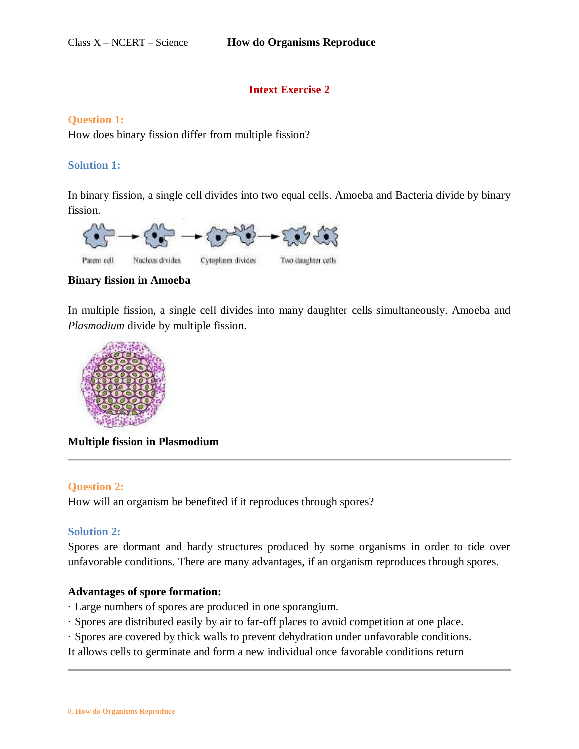## Intext Exercise 2

**Question 1:**
How does binary fission differ from multiple fission?

**Solution 1:**

In binary fission, a single cell divides into two equal cells. Amoeba and Bacteria divide by binary fission.

Parent cell → Nucleus divides → Cytoplasm divides → Two daughter cells

**Binary fission in Amoeba**

In multiple fission, a single cell divides into many daughter cells simultaneously. Amoeba and *Plasmodium* divide by multiple fission.

**Multiple fission in Plasmodium**

---

**Question 2:**
How will an organism be benefited if it reproduces through spores?

**Solution 2:**
Spores are dormant and hardy structures produced by some organisms in order to tide over unfavorable conditions. There are many advantages, if an organism reproduces through spores.

**Advantages of spore formation:**

- Large numbers of spores are produced in one sporangium.
- Spores are distributed easily by air to far-off places to avoid competition at one place.
- Spores are covered by thick walls to prevent dehydration under unfavorable conditions.

It allows cells to germinate and form a new individual once favorable conditions return

---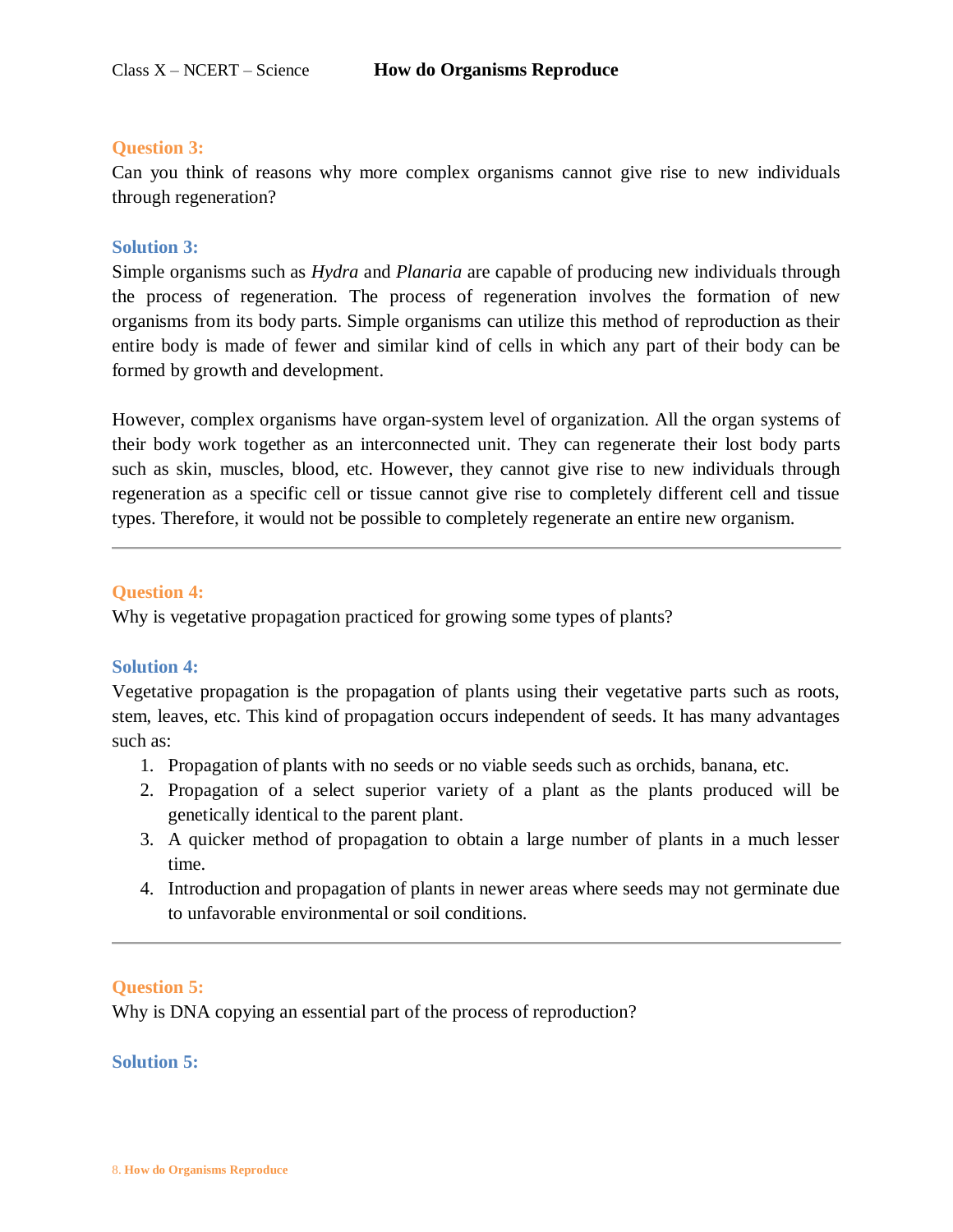**Question 3:**
Can you think of reasons why more complex organisms cannot give rise to new individuals through regeneration?

**Solution 3:**
Simple organisms such as *Hydra* and *Planaria* are capable of producing new individuals through the process of regeneration. The process of regeneration involves the formation of new organisms from its body parts. Simple organisms can utilize this method of reproduction as their entire body is made of fewer and similar kind of cells in which any part of their body can be formed by growth and development.

However, complex organisms have organ-system level of organization. All the organ systems of their body work together as an interconnected unit. They can regenerate their lost body parts such as skin, muscles, blood, etc. However, they cannot give rise to new individuals through regeneration as a specific cell or tissue cannot give rise to completely different cell and tissue types. Therefore, it would not be possible to completely regenerate an entire new organism.

---

**Question 4:**
Why is vegetative propagation practiced for growing some types of plants?

**Solution 4:**
Vegetative propagation is the propagation of plants using their vegetative parts such as roots, stem, leaves, etc. This kind of propagation occurs independent of seeds. It has many advantages such as:

1. Propagation of plants with no seeds or no viable seeds such as orchids, banana, etc.
2. Propagation of a select superior variety of a plant as the plants produced will be genetically identical to the parent plant.
3. A quicker method of propagation to obtain a large number of plants in a much lesser time.
4. Introduction and propagation of plants in newer areas where seeds may not germinate due to unfavorable environmental or soil conditions.

---

**Question 5:**
Why is DNA copying an essential part of the process of reproduction?

**Solution 5:**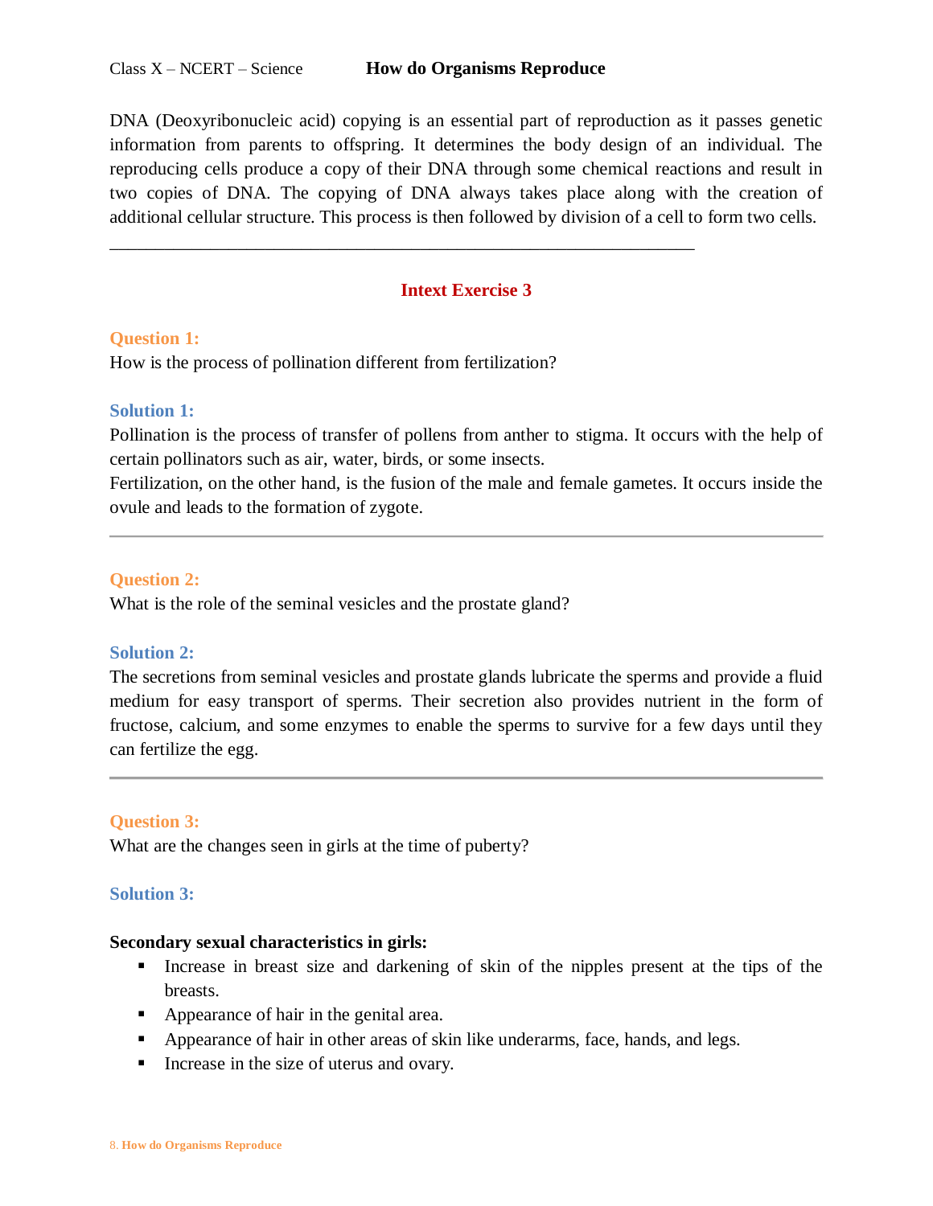DNA (Deoxyribonucleic acid) copying is an essential part of reproduction as it passes genetic information from parents to offspring. It determines the body design of an individual. The reproducing cells produce a copy of their DNA through some chemical reactions and result in two copies of DNA. The copying of DNA always takes place along with the creation of additional cellular structure. This process is then followed by division of a cell to form two cells.

---

## Intext Exercise 3

**Question 1:**
How is the process of pollination different from fertilization?

**Solution 1:**
Pollination is the process of transfer of pollens from anther to stigma. It occurs with the help of certain pollinators such as air, water, birds, or some insects.
Fertilization, on the other hand, is the fusion of the male and female gametes. It occurs inside the ovule and leads to the formation of zygote.

---

**Question 2:**
What is the role of the seminal vesicles and the prostate gland?

**Solution 2:**
The secretions from seminal vesicles and prostate glands lubricate the sperms and provide a fluid medium for easy transport of sperms. Their secretion also provides nutrient in the form of fructose, calcium, and some enzymes to enable the sperms to survive for a few days until they can fertilize the egg.

---

**Question 3:**
What are the changes seen in girls at the time of puberty?

**Solution 3:**

**Secondary sexual characteristics in girls:**

- Increase in breast size and darkening of skin of the nipples present at the tips of the breasts.
- Appearance of hair in the genital area.
- Appearance of hair in other areas of skin like underarms, face, hands, and legs.
- Increase in the size of uterus and ovary.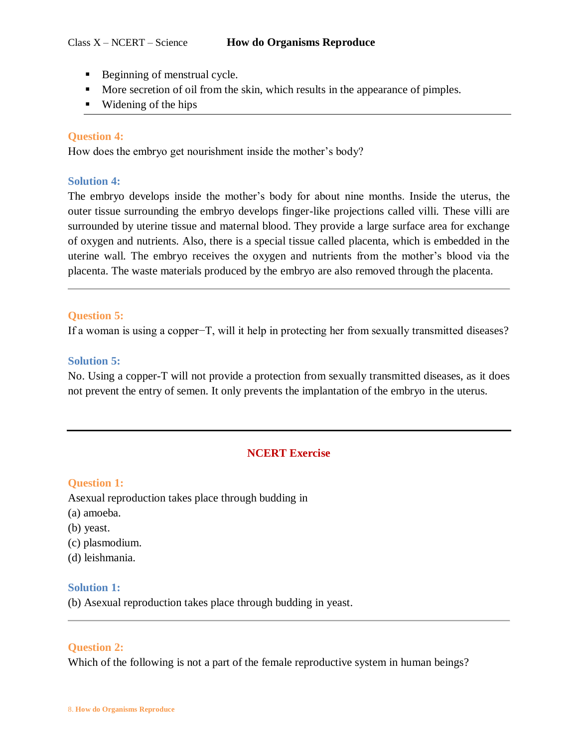- Beginning of menstrual cycle.
- More secretion of oil from the skin, which results in the appearance of pimples.
- Widening of the hips

---

**Question 4:**
How does the embryo get nourishment inside the mother's body?

**Solution 4:**
The embryo develops inside the mother's body for about nine months. Inside the uterus, the outer tissue surrounding the embryo develops finger-like projections called villi. These villi are surrounded by uterine tissue and maternal blood. They provide a large surface area for exchange of oxygen and nutrients. Also, there is a special tissue called placenta, which is embedded in the uterine wall. The embryo receives the oxygen and nutrients from the mother's blood via the placenta. The waste materials produced by the embryo are also removed through the placenta.

---

**Question 5:**
If a woman is using a copper−T, will it help in protecting her from sexually transmitted diseases?

**Solution 5:**
No. Using a copper-T will not provide a protection from sexually transmitted diseases, as it does not prevent the entry of semen. It only prevents the implantation of the embryo in the uterus.

---

## NCERT Exercise

**Question 1:**
Asexual reproduction takes place through budding in
(a) amoeba.
(b) yeast.
(c) plasmodium.
(d) leishmania.

**Solution 1:**
(b) Asexual reproduction takes place through budding in yeast.

---

**Question 2:**
Which of the following is not a part of the female reproductive system in human beings?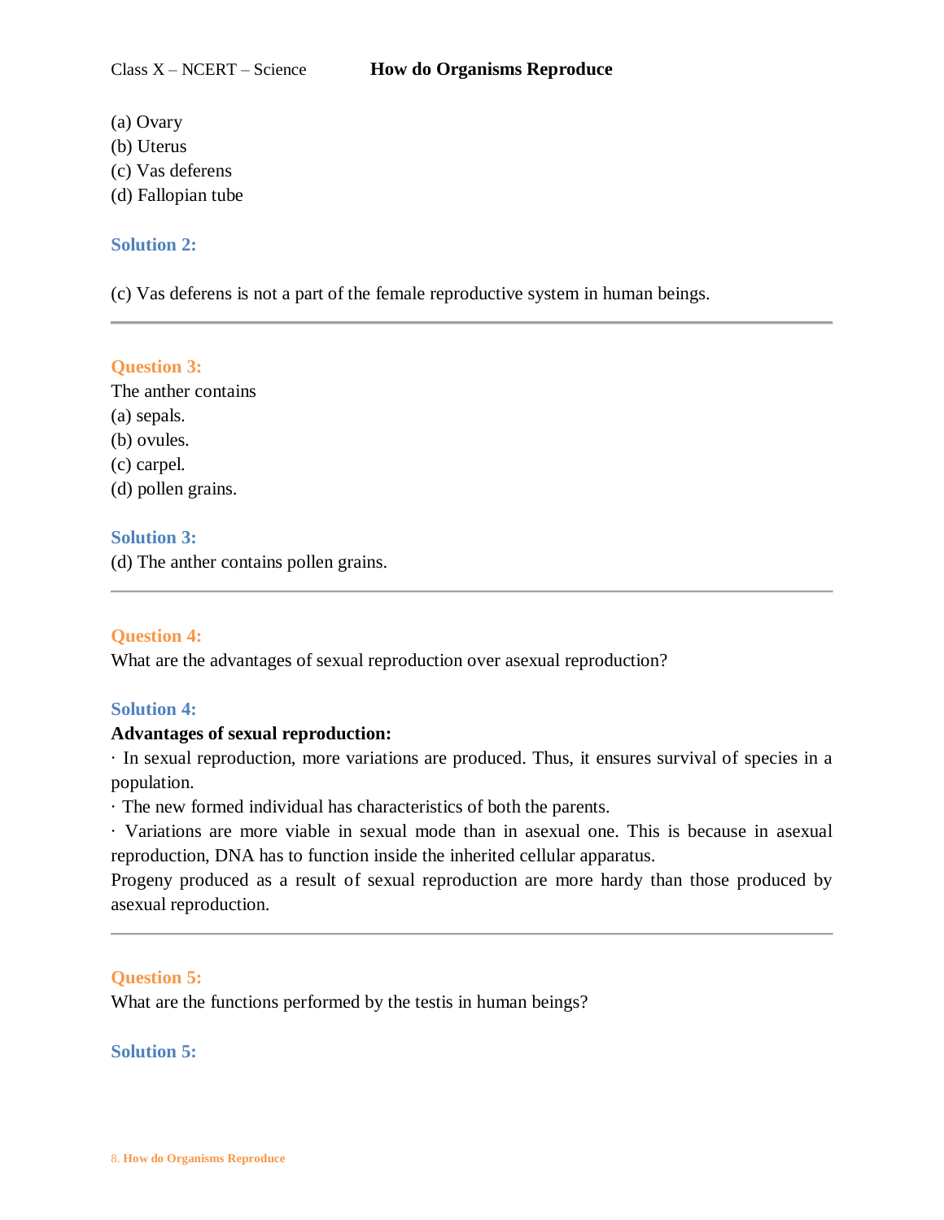(a) Ovary
(b) Uterus
(c) Vas deferens
(d) Fallopian tube

**Solution 2:**

(c) Vas deferens is not a part of the female reproductive system in human beings.

---

**Question 3:**
The anther contains
(a) sepals.
(b) ovules.
(c) carpel.
(d) pollen grains.

**Solution 3:**
(d) The anther contains pollen grains.

---

**Question 4:**
What are the advantages of sexual reproduction over asexual reproduction?

**Solution 4:**
**Advantages of sexual reproduction:**
· In sexual reproduction, more variations are produced. Thus, it ensures survival of species in a population.
· The new formed individual has characteristics of both the parents.
· Variations are more viable in sexual mode than in asexual one. This is because in asexual reproduction, DNA has to function inside the inherited cellular apparatus.
Progeny produced as a result of sexual reproduction are more hardy than those produced by asexual reproduction.

---

**Question 5:**
What are the functions performed by the testis in human beings?

**Solution 5:**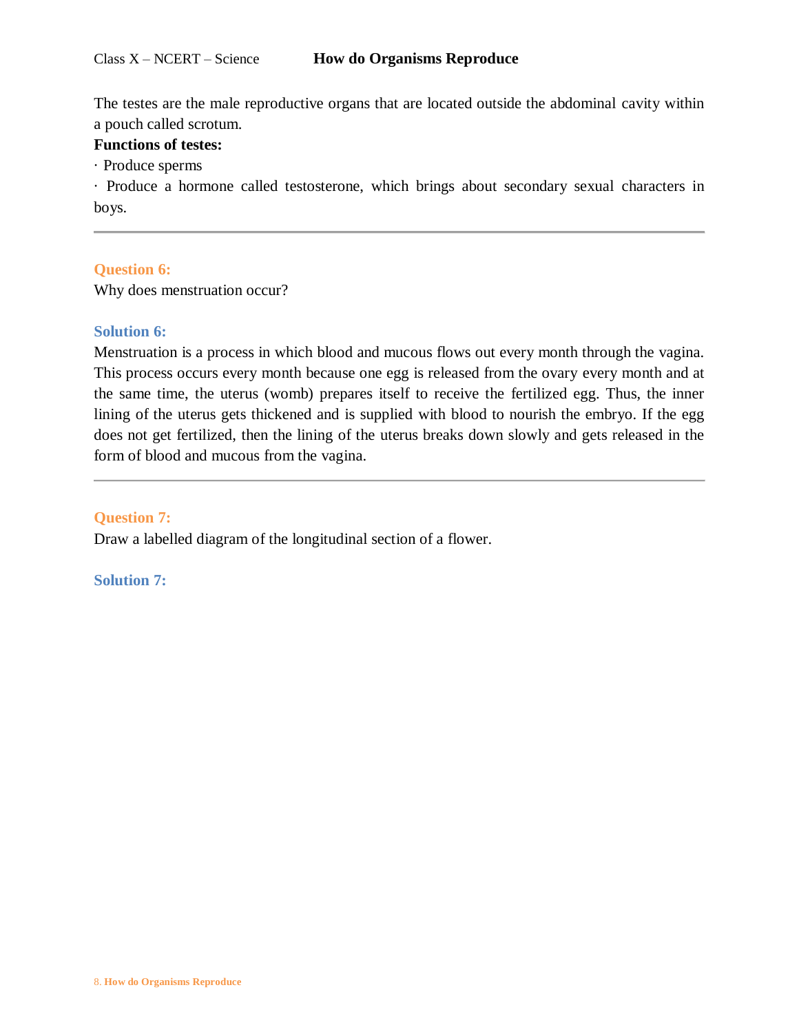The testes are the male reproductive organs that are located outside the abdominal cavity within a pouch called scrotum.

**Functions of testes:**

· Produce sperms

· Produce a hormone called testosterone, which brings about secondary sexual characters in boys.

---

### Question 6:

Why does menstruation occur?

### Solution 6:

Menstruation is a process in which blood and mucous flows out every month through the vagina. This process occurs every month because one egg is released from the ovary every month and at the same time, the uterus (womb) prepares itself to receive the fertilized egg. Thus, the inner lining of the uterus gets thickened and is supplied with blood to nourish the embryo. If the egg does not get fertilized, then the lining of the uterus breaks down slowly and gets released in the form of blood and mucous from the vagina.

---

### Question 7:

Draw a labelled diagram of the longitudinal section of a flower.

### Solution 7: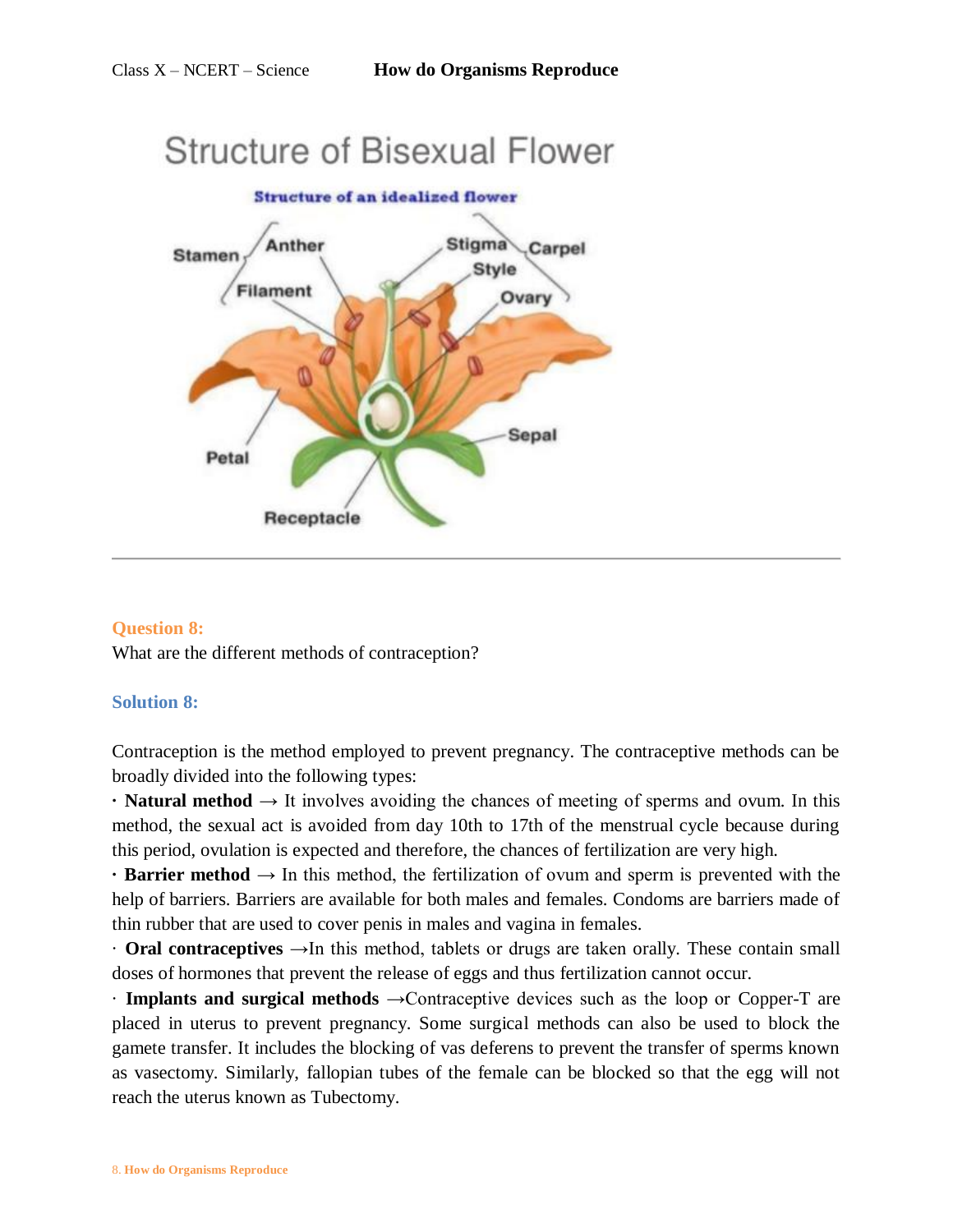Structure of Bisexual Flower

Structure of an idealized flower

Stamen, Anther, Filament, Stigma, Style, Carpel, Ovary, Sepal, Petal, Receptacle

---

**Question 8:**

What are the different methods of contraception?

**Solution 8:**

Contraception is the method employed to prevent pregnancy. The contraceptive methods can be broadly divided into the following types:

· **Natural method** → It involves avoiding the chances of meeting of sperms and ovum. In this method, the sexual act is avoided from day 10th to 17th of the menstrual cycle because during this period, ovulation is expected and therefore, the chances of fertilization are very high.

· **Barrier method** → In this method, the fertilization of ovum and sperm is prevented with the help of barriers. Barriers are available for both males and females. Condoms are barriers made of thin rubber that are used to cover penis in males and vagina in females.

· **Oral contraceptives** →In this method, tablets or drugs are taken orally. These contain small doses of hormones that prevent the release of eggs and thus fertilization cannot occur.

· **Implants and surgical methods** →Contraceptive devices such as the loop or Copper-T are placed in uterus to prevent pregnancy. Some surgical methods can also be used to block the gamete transfer. It includes the blocking of vas deferens to prevent the transfer of sperms known as vasectomy. Similarly, fallopian tubes of the female can be blocked so that the egg will not reach the uterus known as Tubectomy.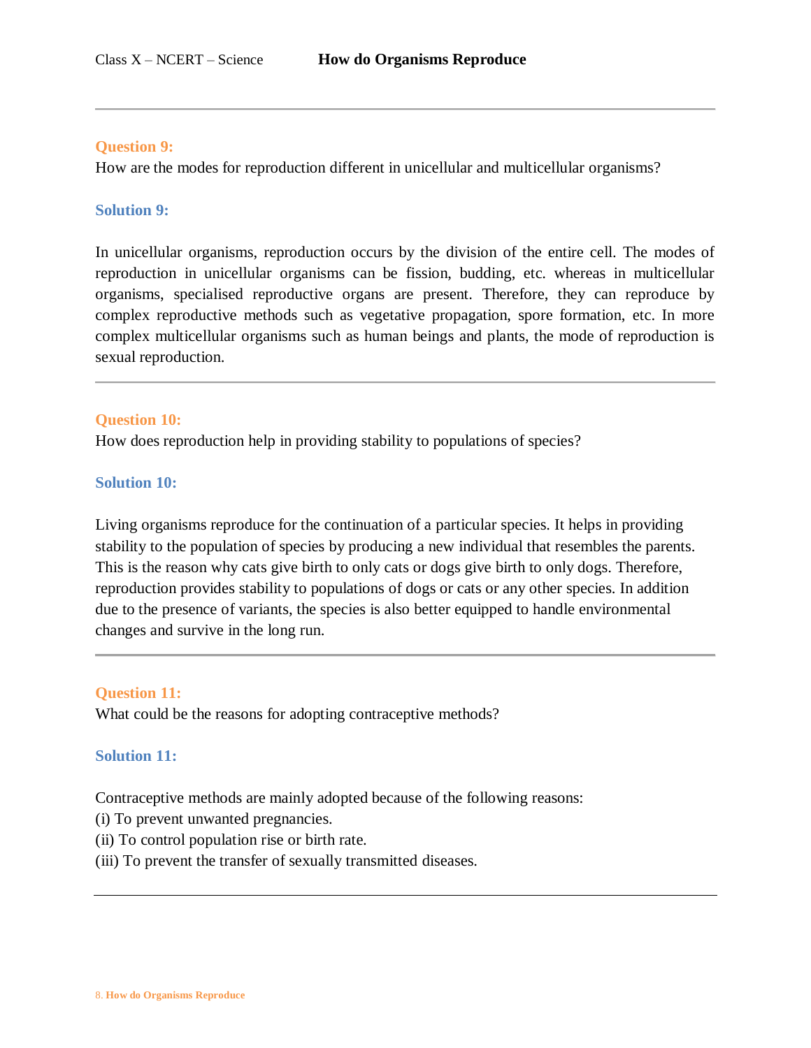**Question 9:**

How are the modes for reproduction different in unicellular and multicellular organisms?

**Solution 9:**

In unicellular organisms, reproduction occurs by the division of the entire cell. The modes of reproduction in unicellular organisms can be fission, budding, etc. whereas in multicellular organisms, specialised reproductive organs are present. Therefore, they can reproduce by complex reproductive methods such as vegetative propagation, spore formation, etc. In more complex multicellular organisms such as human beings and plants, the mode of reproduction is sexual reproduction.

---

**Question 10:**

How does reproduction help in providing stability to populations of species?

**Solution 10:**

Living organisms reproduce for the continuation of a particular species. It helps in providing stability to the population of species by producing a new individual that resembles the parents. This is the reason why cats give birth to only cats or dogs give birth to only dogs. Therefore, reproduction provides stability to populations of dogs or cats or any other species. In addition due to the presence of variants, the species is also better equipped to handle environmental changes and survive in the long run.

---

**Question 11:**

What could be the reasons for adopting contraceptive methods?

**Solution 11:**

Contraceptive methods are mainly adopted because of the following reasons:
(i) To prevent unwanted pregnancies.
(ii) To control population rise or birth rate.
(iii) To prevent the transfer of sexually transmitted diseases.